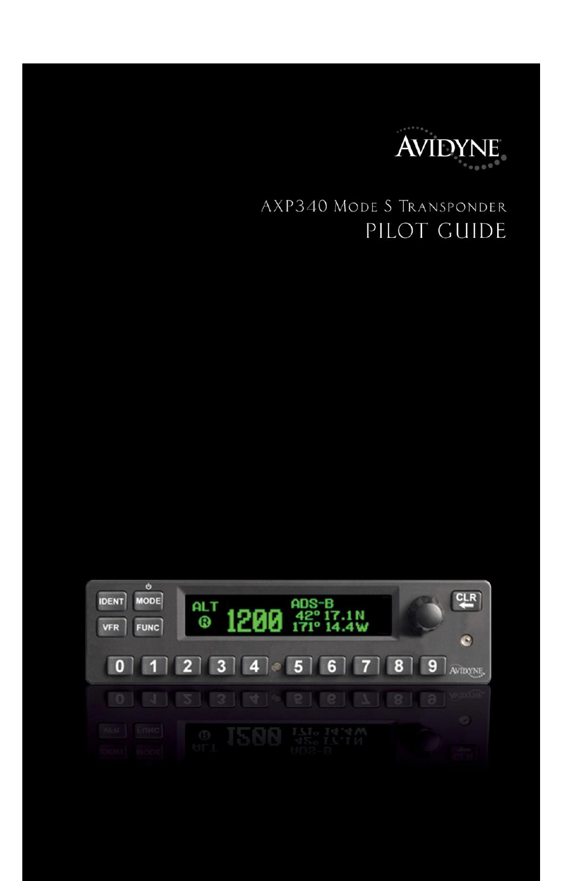AVIDYNE

# AXP340 Mode S Transponder

# PILOT GUIDE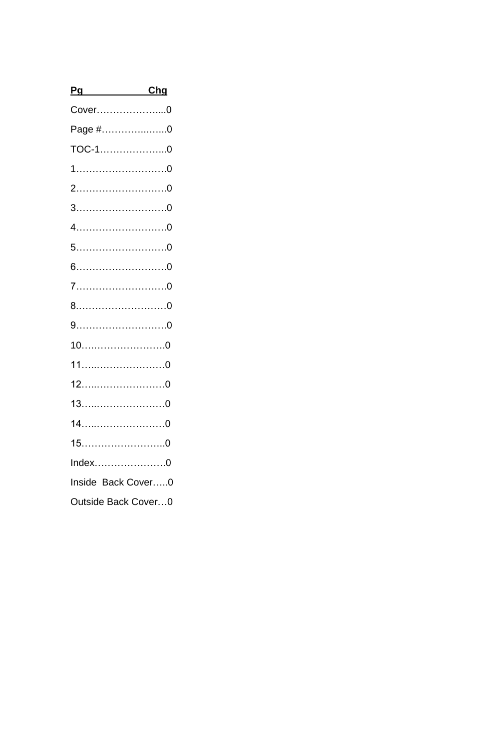| Pg | Chg |
|---|---|
| Cover | 0 |
| Page # | 0 |
| TOC-1 | 0 |
| 1 | 0 |
| 2 | 0 |
| 3 | 0 |
| 4 | 0 |
| 5 | 0 |
| 6 | 0 |
| 7 | 0 |
| 8 | 0 |
| 9 | 0 |
| 10 | 0 |
| 11 | 0 |
| 12 | 0 |
| 13 | 0 |
| 14 | 0 |
| 15 | 0 |
| Index | 0 |
| Inside Back Cover | 0 |
| Outside Back Cover | 0 |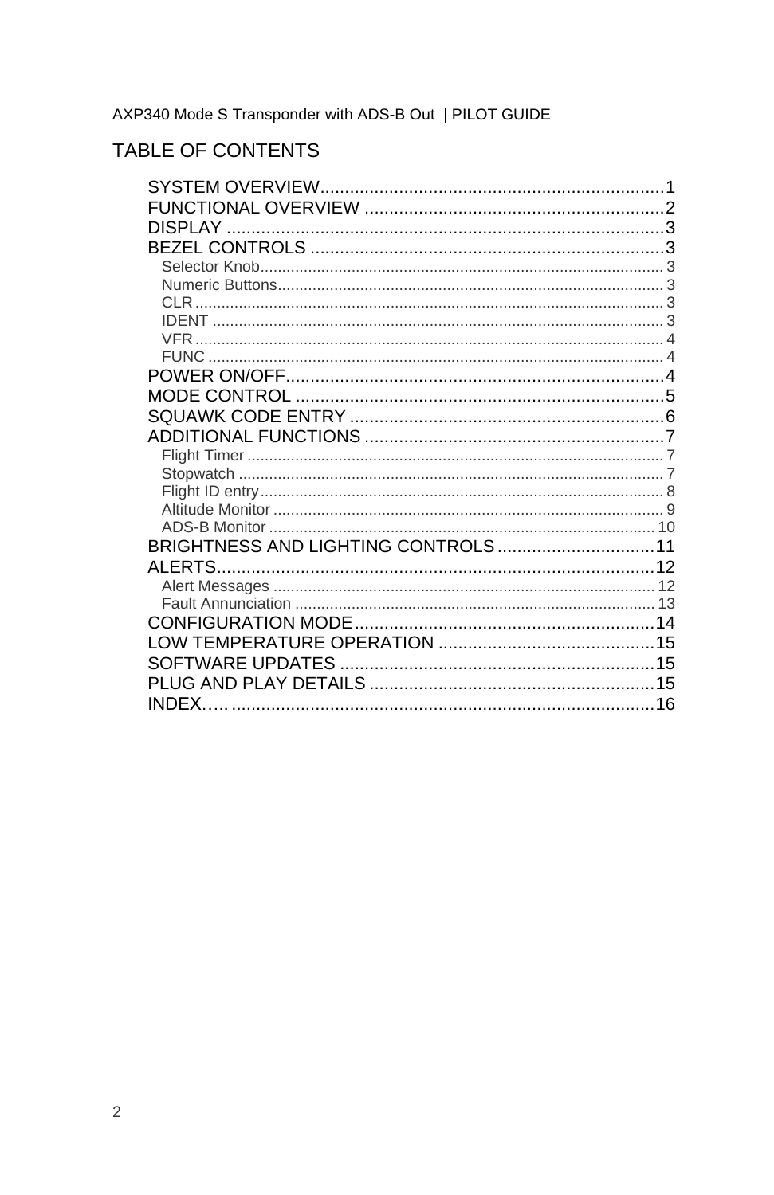# TABLE OF CONTENTS

- SYSTEM OVERVIEW ..... 1
- FUNCTIONAL OVERVIEW ..... 2
- DISPLAY ..... 3
- BEZEL CONTROLS ..... 3
  - Selector Knob ..... 3
  - Numeric Buttons ..... 3
  - CLR ..... 3
  - IDENT ..... 3
  - VFR ..... 4
  - FUNC ..... 4
- POWER ON/OFF ..... 4
- MODE CONTROL ..... 5
- SQUAWK CODE ENTRY ..... 6
- ADDITIONAL FUNCTIONS ..... 7
  - Flight Timer ..... 7
  - Stopwatch ..... 7
  - Flight ID entry ..... 8
  - Altitude Monitor ..... 9
  - ADS-B Monitor ..... 10
- BRIGHTNESS AND LIGHTING CONTROLS ..... 11
- ALERTS ..... 12
  - Alert Messages ..... 12
  - Fault Annunciation ..... 13
- CONFIGURATION MODE ..... 14
- LOW TEMPERATURE OPERATION ..... 15
- SOFTWARE UPDATES ..... 15
- PLUG AND PLAY DETAILS ..... 15
- INDEX ..... 16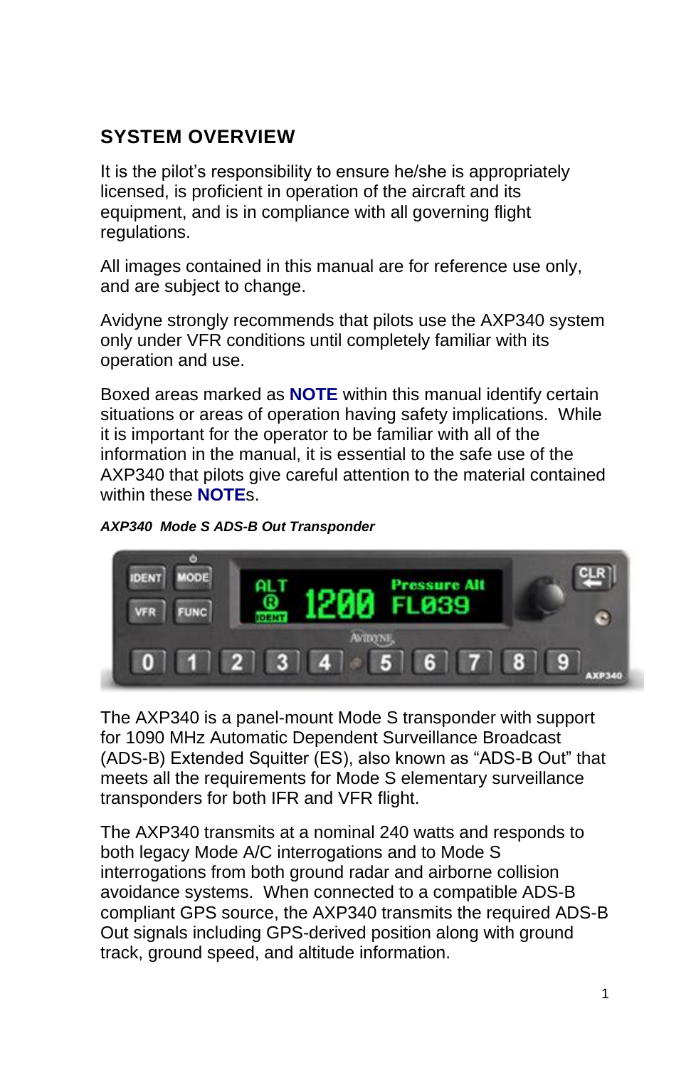## SYSTEM OVERVIEW

It is the pilot's responsibility to ensure he/she is appropriately licensed, is proficient in operation of the aircraft and its equipment, and is in compliance with all governing flight regulations.

All images contained in this manual are for reference use only, and are subject to change.

Avidyne strongly recommends that pilots use the AXP340 system only under VFR conditions until completely familiar with its operation and use.

Boxed areas marked as **NOTE** within this manual identify certain situations or areas of operation having safety implications. While it is important for the operator to be familiar with all of the information in the manual, it is essential to the safe use of the AXP340 that pilots give careful attention to the material contained within these **NOTE**s.

***AXP340 Mode S ADS-B Out Transponder***

The AXP340 is a panel-mount Mode S transponder with support for 1090 MHz Automatic Dependent Surveillance Broadcast (ADS-B) Extended Squitter (ES), also known as "ADS-B Out" that meets all the requirements for Mode S elementary surveillance transponders for both IFR and VFR flight.

The AXP340 transmits at a nominal 240 watts and responds to both legacy Mode A/C interrogations and to Mode S interrogations from both ground radar and airborne collision avoidance systems. When connected to a compatible ADS-B compliant GPS source, the AXP340 transmits the required ADS-B Out signals including GPS-derived position along with ground track, ground speed, and altitude information.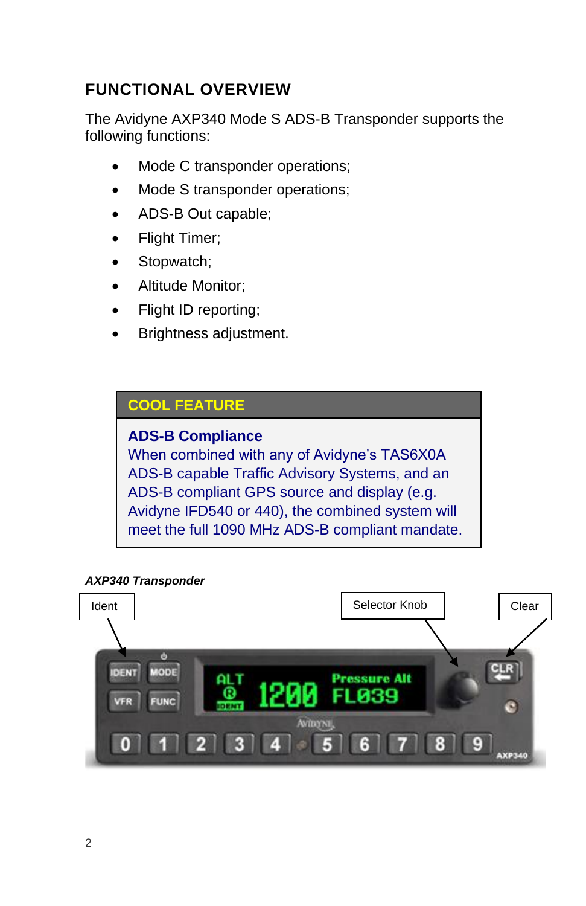## FUNCTIONAL OVERVIEW

The Avidyne AXP340 Mode S ADS-B Transponder supports the following functions:

- Mode C transponder operations;
- Mode S transponder operations;
- ADS-B Out capable;
- Flight Timer;
- Stopwatch;
- Altitude Monitor;
- Flight ID reporting;
- Brightness adjustment.

> **COOL FEATURE**
>
> **ADS-B Compliance**
> When combined with any of Avidyne's TAS6X0A ADS-B capable Traffic Advisory Systems, and an ADS-B compliant GPS source and display (e.g. Avidyne IFD540 or 440), the combined system will meet the full 1090 MHz ADS-B compliant mandate.

***AXP340 Transponder***

Ident

Selector Knob

Clear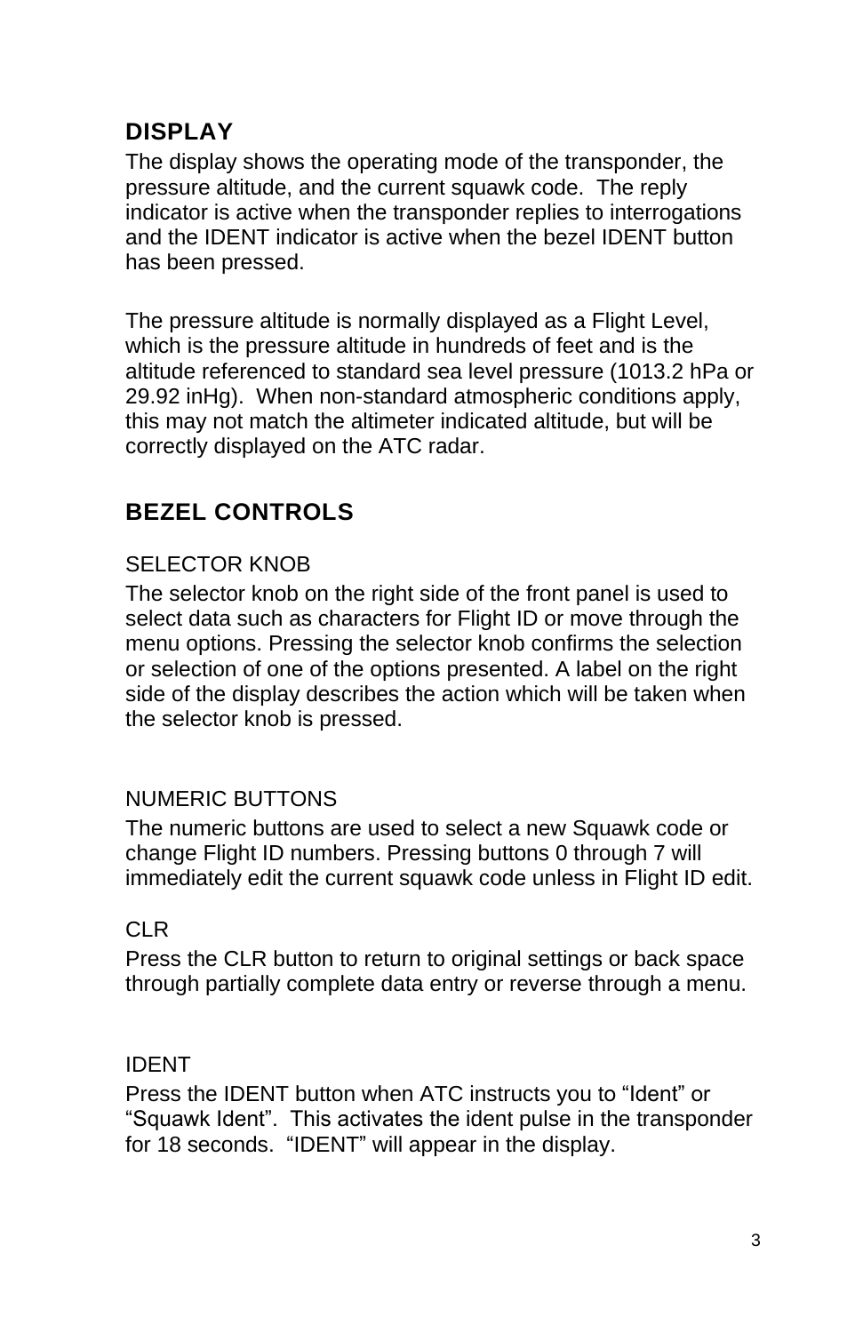## DISPLAY

The display shows the operating mode of the transponder, the pressure altitude, and the current squawk code. The reply indicator is active when the transponder replies to interrogations and the IDENT indicator is active when the bezel IDENT button has been pressed.

The pressure altitude is normally displayed as a Flight Level, which is the pressure altitude in hundreds of feet and is the altitude referenced to standard sea level pressure (1013.2 hPa or 29.92 inHg). When non-standard atmospheric conditions apply, this may not match the altimeter indicated altitude, but will be correctly displayed on the ATC radar.

## BEZEL CONTROLS

### SELECTOR KNOB

The selector knob on the right side of the front panel is used to select data such as characters for Flight ID or move through the menu options. Pressing the selector knob confirms the selection or selection of one of the options presented. A label on the right side of the display describes the action which will be taken when the selector knob is pressed.

### NUMERIC BUTTONS

The numeric buttons are used to select a new Squawk code or change Flight ID numbers. Pressing buttons 0 through 7 will immediately edit the current squawk code unless in Flight ID edit.

### CLR

Press the CLR button to return to original settings or back space through partially complete data entry or reverse through a menu.

### IDENT

Press the IDENT button when ATC instructs you to “Ident” or “Squawk Ident”. This activates the ident pulse in the transponder for 18 seconds. “IDENT” will appear in the display.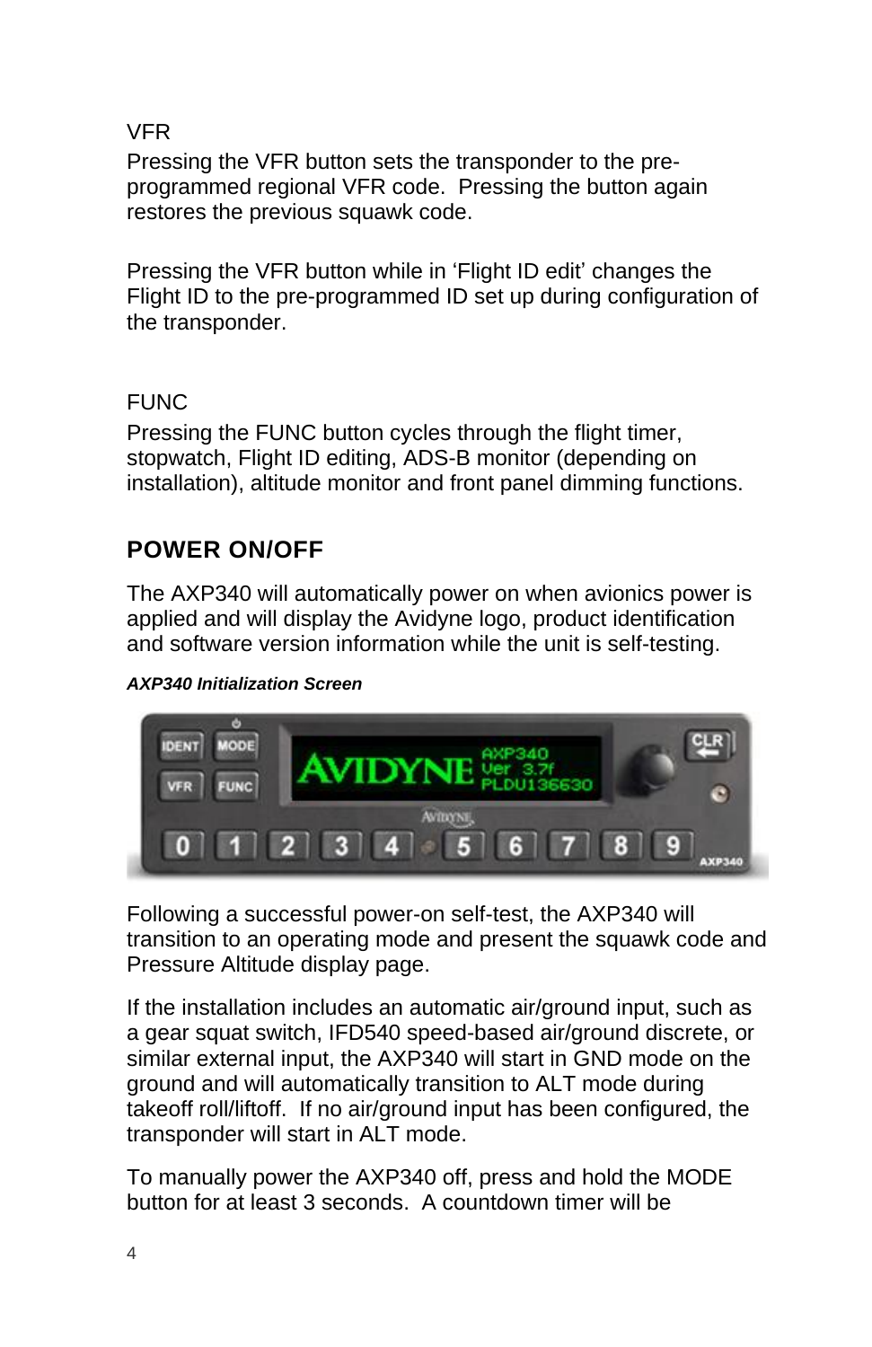VFR

Pressing the VFR button sets the transponder to the pre-programmed regional VFR code. Pressing the button again restores the previous squawk code.

Pressing the VFR button while in 'Flight ID edit' changes the Flight ID to the pre-programmed ID set up during configuration of the transponder.

FUNC

Pressing the FUNC button cycles through the flight timer, stopwatch, Flight ID editing, ADS-B monitor (depending on installation), altitude monitor and front panel dimming functions.

## POWER ON/OFF

The AXP340 will automatically power on when avionics power is applied and will display the Avidyne logo, product identification and software version information while the unit is self-testing.

***AXP340 Initialization Screen***

Following a successful power-on self-test, the AXP340 will transition to an operating mode and present the squawk code and Pressure Altitude display page.

If the installation includes an automatic air/ground input, such as a gear squat switch, IFD540 speed-based air/ground discrete, or similar external input, the AXP340 will start in GND mode on the ground and will automatically transition to ALT mode during takeoff roll/liftoff. If no air/ground input has been configured, the transponder will start in ALT mode.

To manually power the AXP340 off, press and hold the MODE button for at least 3 seconds. A countdown timer will be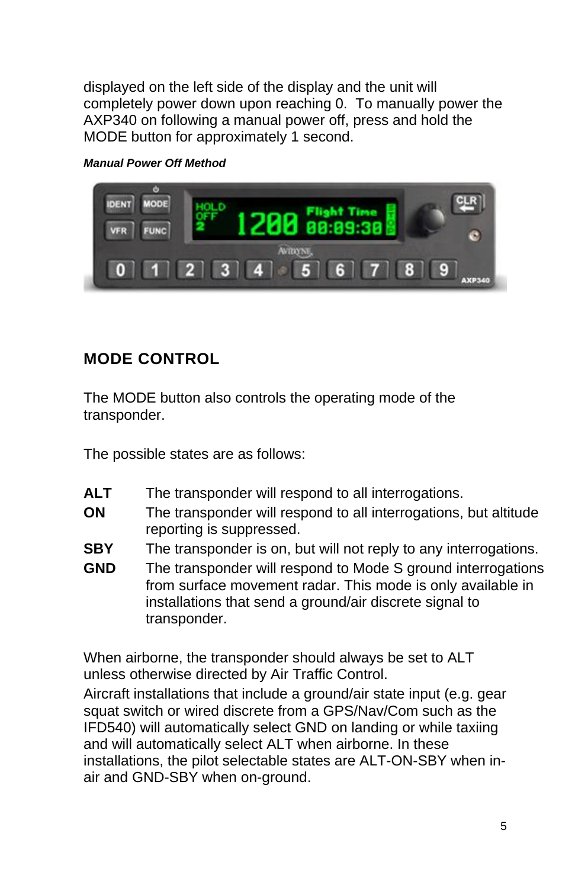displayed on the left side of the display and the unit will completely power down upon reaching 0. To manually power the AXP340 on following a manual power off, press and hold the MODE button for approximately 1 second.

***Manual Power Off Method***

## MODE CONTROL

The MODE button also controls the operating mode of the transponder.

The possible states are as follows:

**ALT** The transponder will respond to all interrogations.

**ON** The transponder will respond to all interrogations, but altitude reporting is suppressed.

**SBY** The transponder is on, but will not reply to any interrogations.

**GND** The transponder will respond to Mode S ground interrogations from surface movement radar. This mode is only available in installations that send a ground/air discrete signal to transponder.

When airborne, the transponder should always be set to ALT unless otherwise directed by Air Traffic Control.

Aircraft installations that include a ground/air state input (e.g. gear squat switch or wired discrete from a GPS/Nav/Com such as the IFD540) will automatically select GND on landing or while taxiing and will automatically select ALT when airborne. In these installations, the pilot selectable states are ALT-ON-SBY when in-air and GND-SBY when on-ground.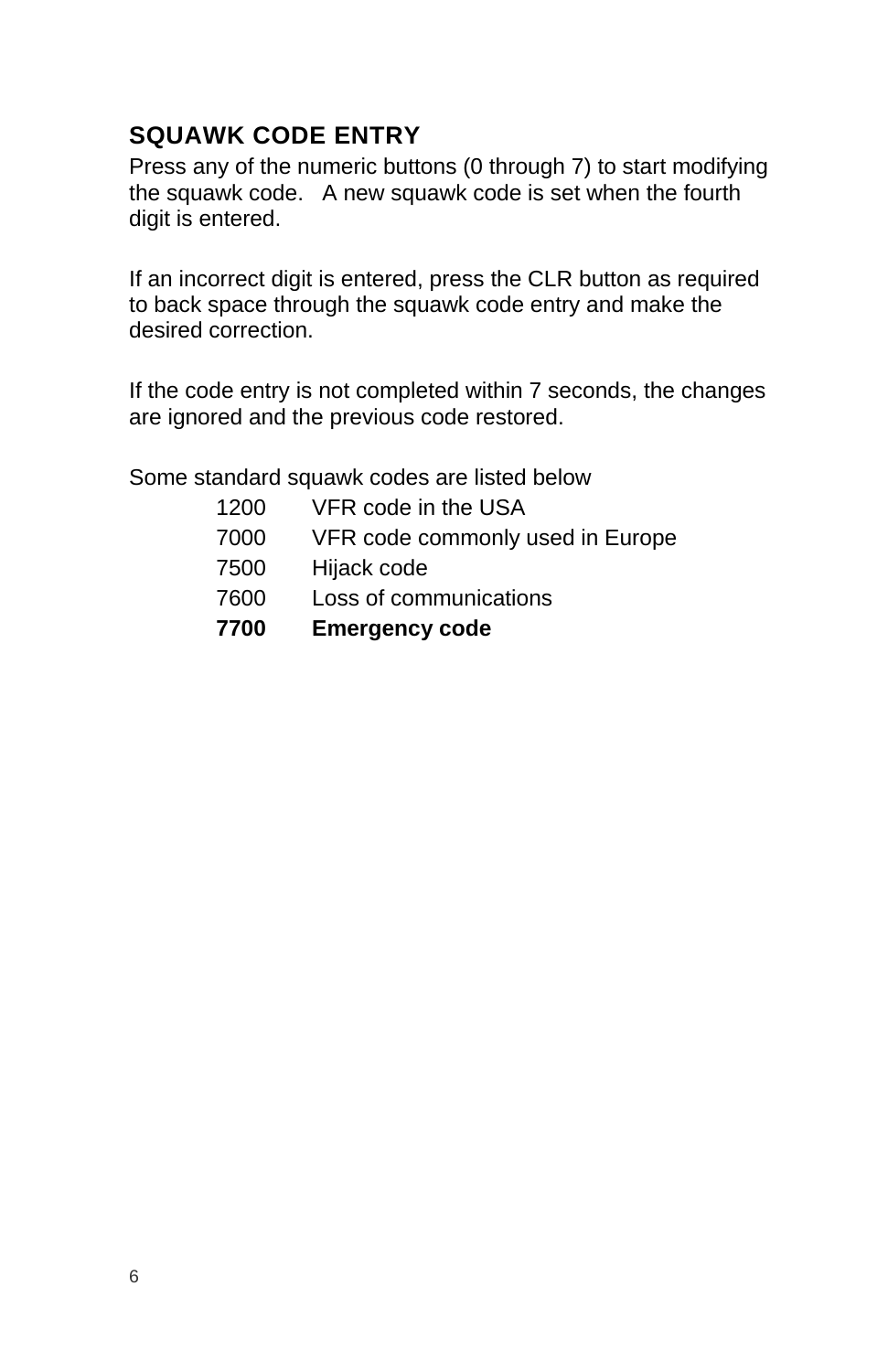## SQUAWK CODE ENTRY

Press any of the numeric buttons (0 through 7) to start modifying the squawk code.   A new squawk code is set when the fourth digit is entered.

If an incorrect digit is entered, press the CLR button as required to back space through the squawk code entry and make the desired correction.

If the code entry is not completed within 7 seconds, the changes are ignored and the previous code restored.

Some standard squawk codes are listed below

| | |
|---|---|
| 1200 | VFR code in the USA |
| 7000 | VFR code commonly used in Europe |
| 7500 | Hijack code |
| 7600 | Loss of communications |
| **7700** | **Emergency code** |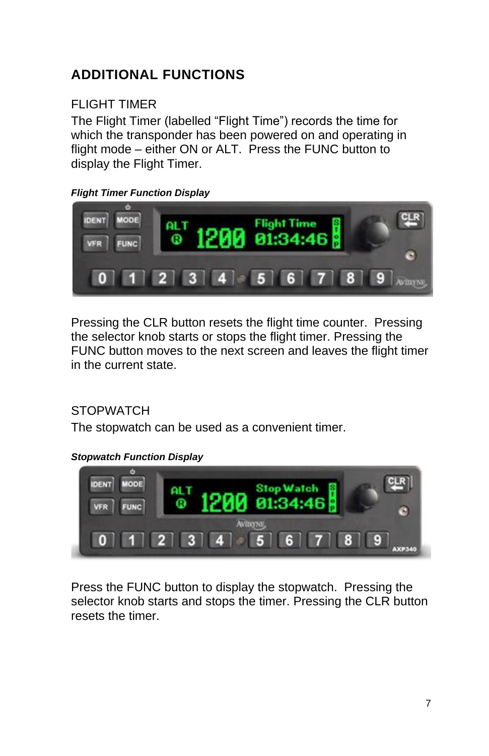## ADDITIONAL FUNCTIONS

### FLIGHT TIMER

The Flight Timer (labelled "Flight Time") records the time for which the transponder has been powered on and operating in flight mode – either ON or ALT. Press the FUNC button to display the Flight Timer.

***Flight Timer Function Display***

Pressing the CLR button resets the flight time counter. Pressing the selector knob starts or stops the flight timer. Pressing the FUNC button moves to the next screen and leaves the flight timer in the current state.

### STOPWATCH

The stopwatch can be used as a convenient timer.

***Stopwatch Function Display***

Press the FUNC button to display the stopwatch. Pressing the selector knob starts and stops the timer. Pressing the CLR button resets the timer.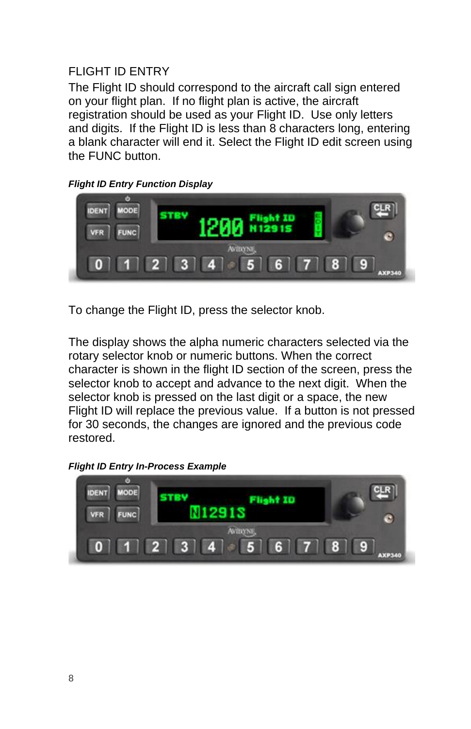# FLIGHT ID ENTRY

The Flight ID should correspond to the aircraft call sign entered on your flight plan. If no flight plan is active, the aircraft registration should be used as your Flight ID. Use only letters and digits. If the Flight ID is less than 8 characters long, entering a blank character will end it. Select the Flight ID edit screen using the FUNC button.

***Flight ID Entry Function Display***

To change the Flight ID, press the selector knob.

The display shows the alpha numeric characters selected via the rotary selector knob or numeric buttons. When the correct character is shown in the flight ID section of the screen, press the selector knob to accept and advance to the next digit. When the selector knob is pressed on the last digit or a space, the new Flight ID will replace the previous value. If a button is not pressed for 30 seconds, the changes are ignored and the previous code restored.

***Flight ID Entry In-Process Example***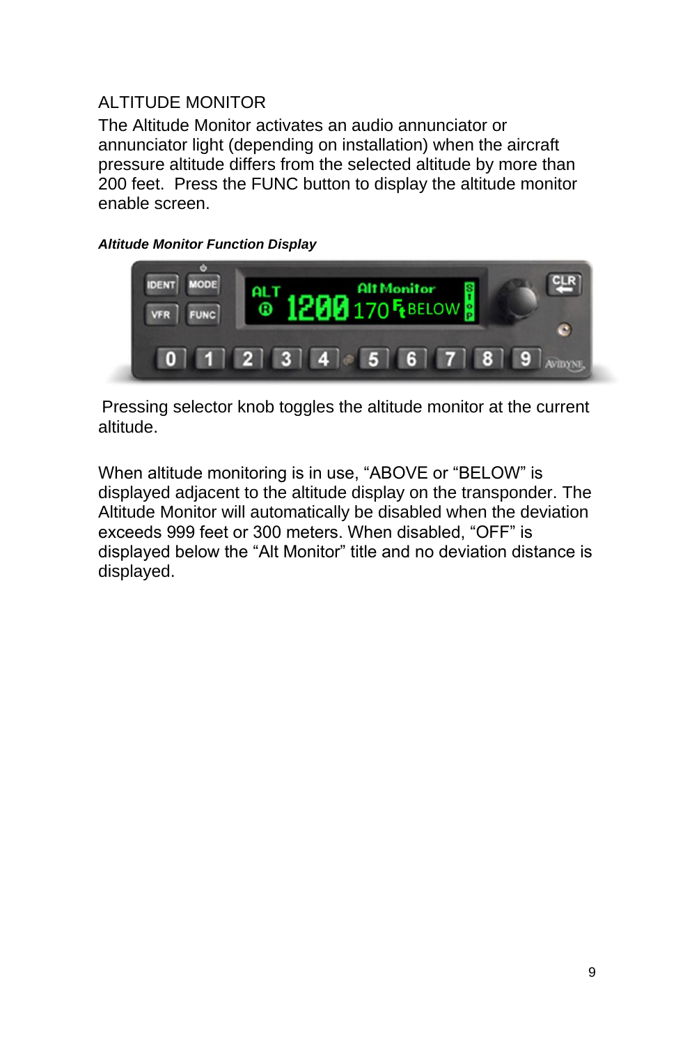## ALTITUDE MONITOR

The Altitude Monitor activates an audio annunciator or annunciator light (depending on installation) when the aircraft pressure altitude differs from the selected altitude by more than 200 feet. Press the FUNC button to display the altitude monitor enable screen.

***Altitude Monitor Function Display***

Pressing selector knob toggles the altitude monitor at the current altitude.

When altitude monitoring is in use, “ABOVE or “BELOW” is displayed adjacent to the altitude display on the transponder. The Altitude Monitor will automatically be disabled when the deviation exceeds 999 feet or 300 meters. When disabled, “OFF” is displayed below the “Alt Monitor” title and no deviation distance is displayed.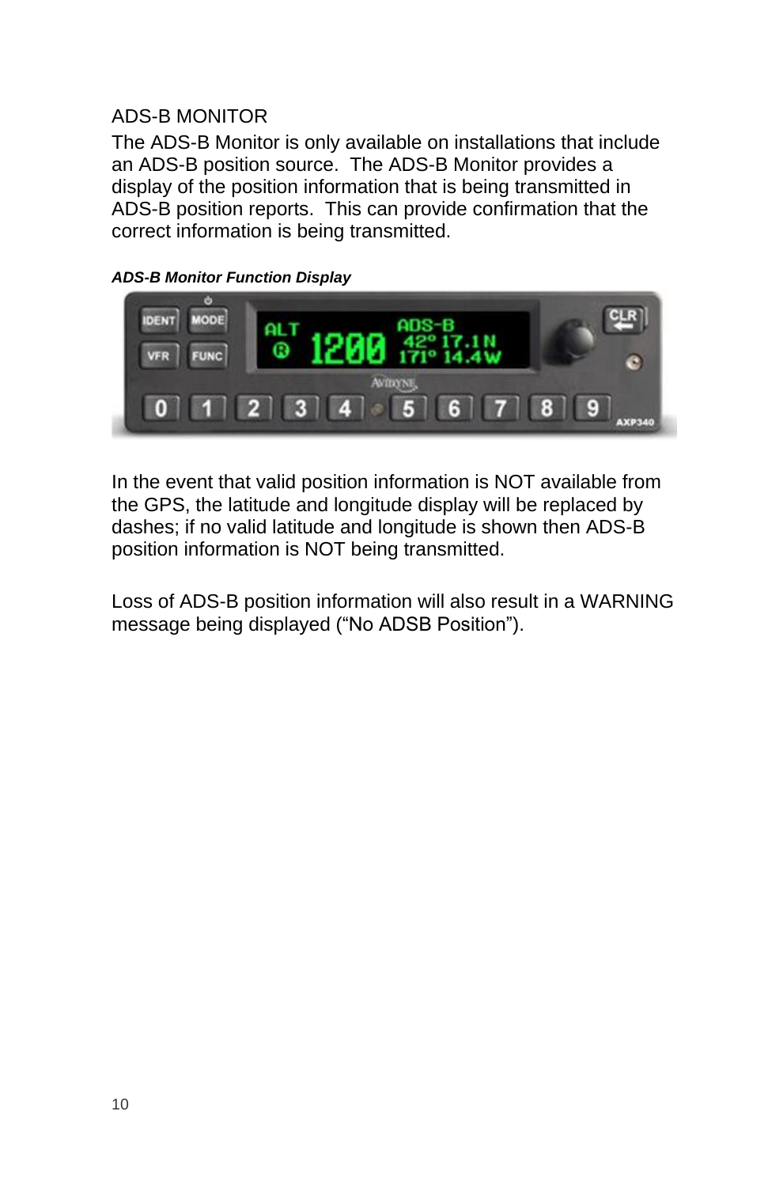## ADS-B MONITOR

The ADS-B Monitor is only available on installations that include an ADS-B position source. The ADS-B Monitor provides a display of the position information that is being transmitted in ADS-B position reports. This can provide confirmation that the correct information is being transmitted.

***ADS-B Monitor Function Display***

In the event that valid position information is NOT available from the GPS, the latitude and longitude display will be replaced by dashes; if no valid latitude and longitude is shown then ADS-B position information is NOT being transmitted.

Loss of ADS-B position information will also result in a WARNING message being displayed (“No ADSB Position”).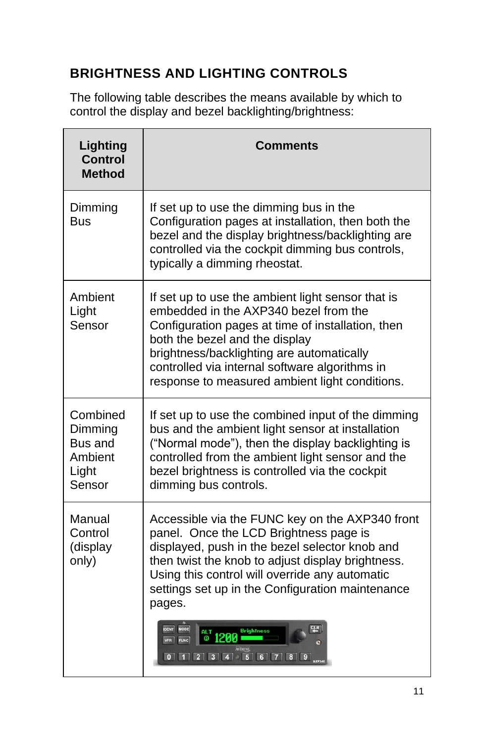## BRIGHTNESS AND LIGHTING CONTROLS

The following table describes the means available by which to control the display and bezel backlighting/brightness:

| Lighting Control Method | Comments |
|---|---|
| Dimming Bus | If set up to use the dimming bus in the Configuration pages at installation, then both the bezel and the display brightness/backlighting are controlled via the cockpit dimming bus controls, typically a dimming rheostat. |
| Ambient Light Sensor | If set up to use the ambient light sensor that is embedded in the AXP340 bezel from the Configuration pages at time of installation, then both the bezel and the display brightness/backlighting are automatically controlled via internal software algorithms in response to measured ambient light conditions. |
| Combined Dimming Bus and Ambient Light Sensor | If set up to use the combined input of the dimming bus and the ambient light sensor at installation ("Normal mode"), then the display backlighting is controlled from the ambient light sensor and the bezel brightness is controlled via the cockpit dimming bus controls. |
| Manual Control (display only) | Accessible via the FUNC key on the AXP340 front panel. Once the LCD Brightness page is displayed, push in the bezel selector knob and then twist the knob to adjust display brightness. Using this control will override any automatic settings set up in the Configuration maintenance pages. |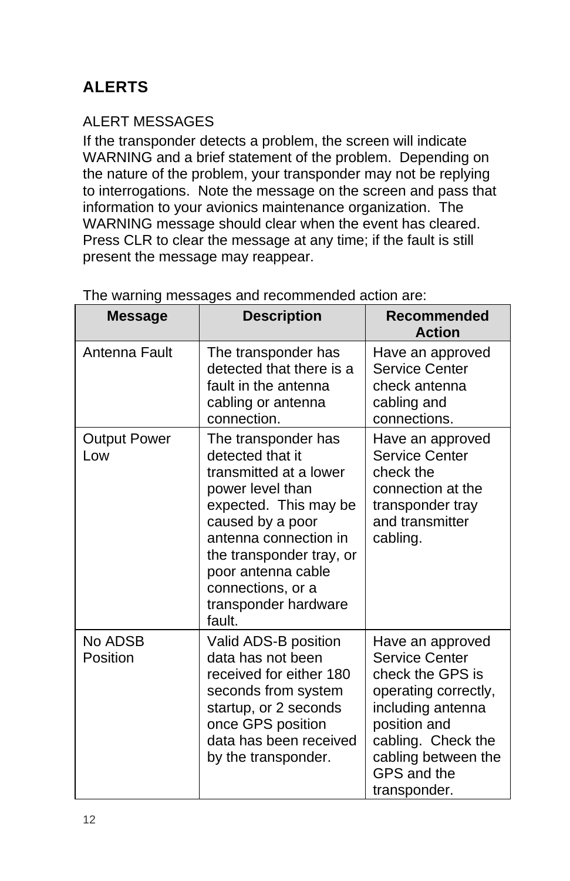## ALERTS

### ALERT MESSAGES

If the transponder detects a problem, the screen will indicate WARNING and a brief statement of the problem. Depending on the nature of the problem, your transponder may not be replying to interrogations. Note the message on the screen and pass that information to your avionics maintenance organization. The WARNING message should clear when the event has cleared. Press CLR to clear the message at any time; if the fault is still present the message may reappear.

The warning messages and recommended action are:

| Message | Description | Recommended Action |
|---|---|---|
| Antenna Fault | The transponder has detected that there is a fault in the antenna cabling or antenna connection. | Have an approved Service Center check antenna cabling and connections. |
| Output Power Low | The transponder has detected that it transmitted at a lower power level than expected. This may be caused by a poor antenna connection in the transponder tray, or poor antenna cable connections, or a transponder hardware fault. | Have an approved Service Center check the connection at the transponder tray and transmitter cabling. |
| No ADSB Position | Valid ADS-B position data has not been received for either 180 seconds from system startup, or 2 seconds once GPS position data has been received by the transponder. | Have an approved Service Center check the GPS is operating correctly, including antenna position and cabling. Check the cabling between the GPS and the transponder. |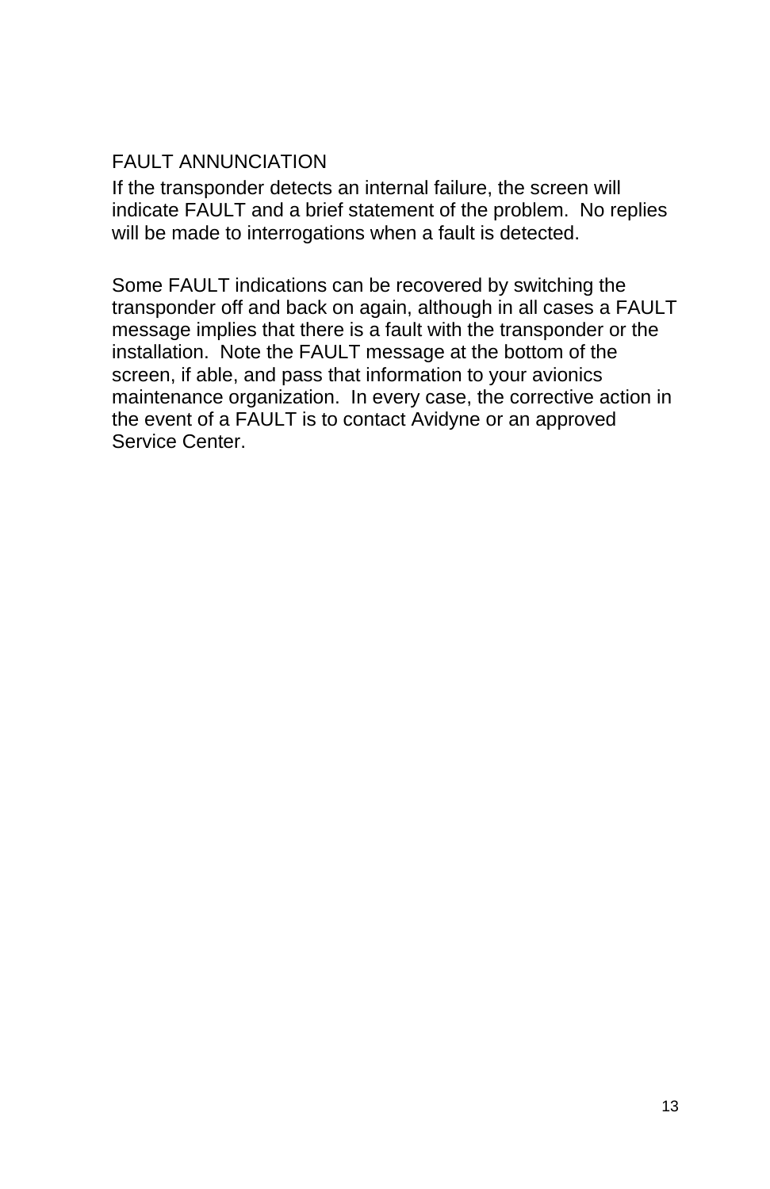## FAULT ANNUNCIATION

If the transponder detects an internal failure, the screen will indicate FAULT and a brief statement of the problem. No replies will be made to interrogations when a fault is detected.

Some FAULT indications can be recovered by switching the transponder off and back on again, although in all cases a FAULT message implies that there is a fault with the transponder or the installation. Note the FAULT message at the bottom of the screen, if able, and pass that information to your avionics maintenance organization. In every case, the corrective action in the event of a FAULT is to contact Avidyne or an approved Service Center.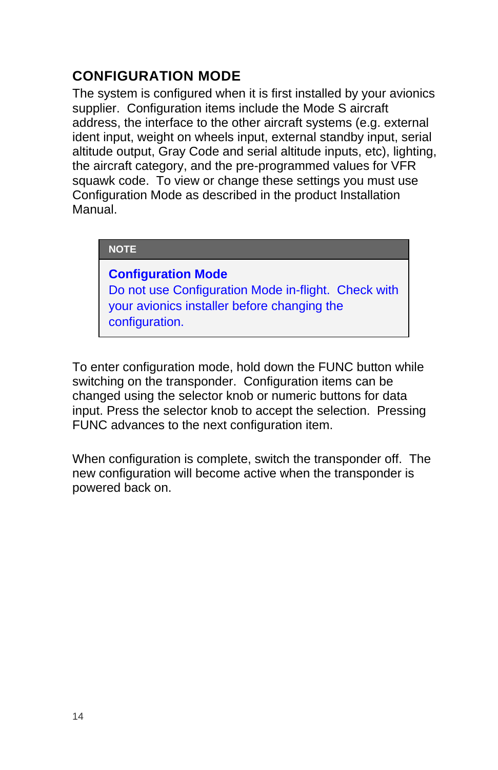## CONFIGURATION MODE

The system is configured when it is first installed by your avionics supplier. Configuration items include the Mode S aircraft address, the interface to the other aircraft systems (e.g. external ident input, weight on wheels input, external standby input, serial altitude output, Gray Code and serial altitude inputs, etc), lighting, the aircraft category, and the pre-programmed values for VFR squawk code. To view or change these settings you must use Configuration Mode as described in the product Installation Manual.

> **NOTE**
>
> **Configuration Mode**
> Do not use Configuration Mode in-flight. Check with your avionics installer before changing the configuration.

To enter configuration mode, hold down the FUNC button while switching on the transponder. Configuration items can be changed using the selector knob or numeric buttons for data input. Press the selector knob to accept the selection. Pressing FUNC advances to the next configuration item.

When configuration is complete, switch the transponder off. The new configuration will become active when the transponder is powered back on.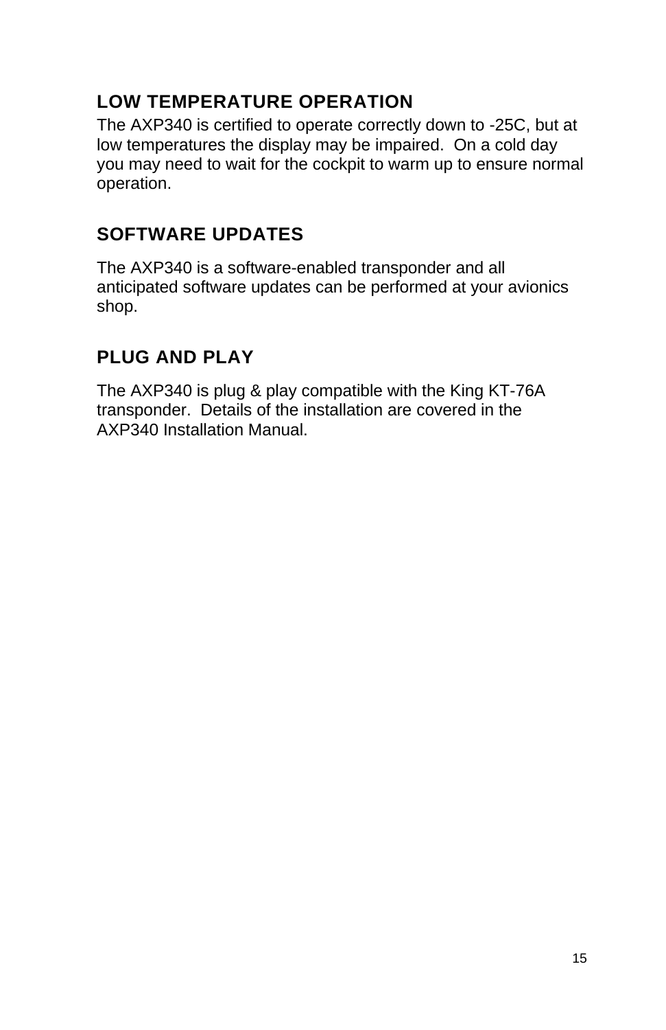## LOW TEMPERATURE OPERATION

The AXP340 is certified to operate correctly down to -25C, but at low temperatures the display may be impaired. On a cold day you may need to wait for the cockpit to warm up to ensure normal operation.

## SOFTWARE UPDATES

The AXP340 is a software-enabled transponder and all anticipated software updates can be performed at your avionics shop.

## PLUG AND PLAY

The AXP340 is plug & play compatible with the King KT-76A transponder. Details of the installation are covered in the AXP340 Installation Manual.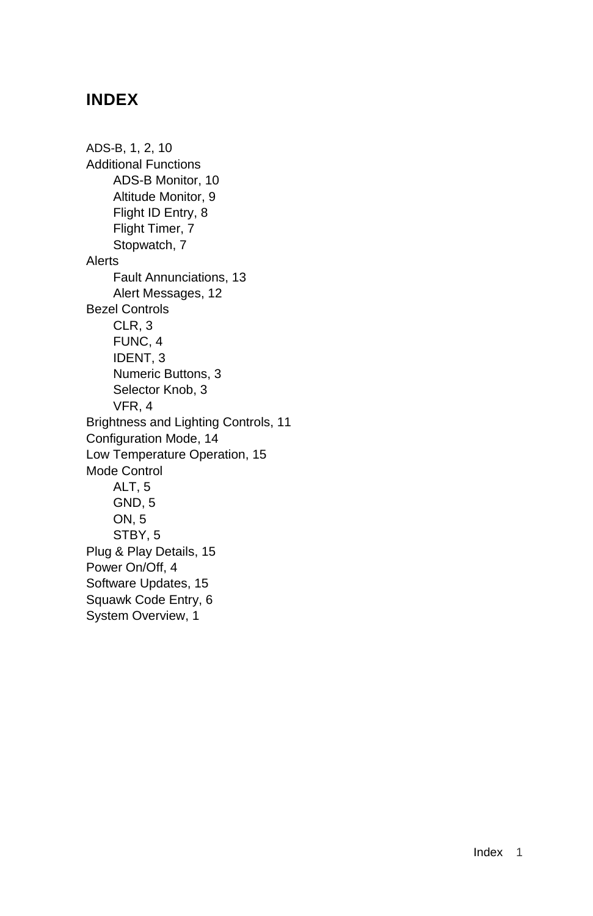# INDEX

ADS-B, 1, 2, 10
Additional Functions
- ADS-B Monitor, 10
- Altitude Monitor, 9
- Flight ID Entry, 8
- Flight Timer, 7
- Stopwatch, 7

Alerts
- Fault Annunciations, 13
- Alert Messages, 12

Bezel Controls
- CLR, 3
- FUNC, 4
- IDENT, 3
- Numeric Buttons, 3
- Selector Knob, 3
- VFR, 4

Brightness and Lighting Controls, 11
Configuration Mode, 14
Low Temperature Operation, 15
Mode Control
- ALT, 5
- GND, 5
- ON, 5
- STBY, 5

Plug & Play Details, 15
Power On/Off, 4
Software Updates, 15
Squawk Code Entry, 6
System Overview, 1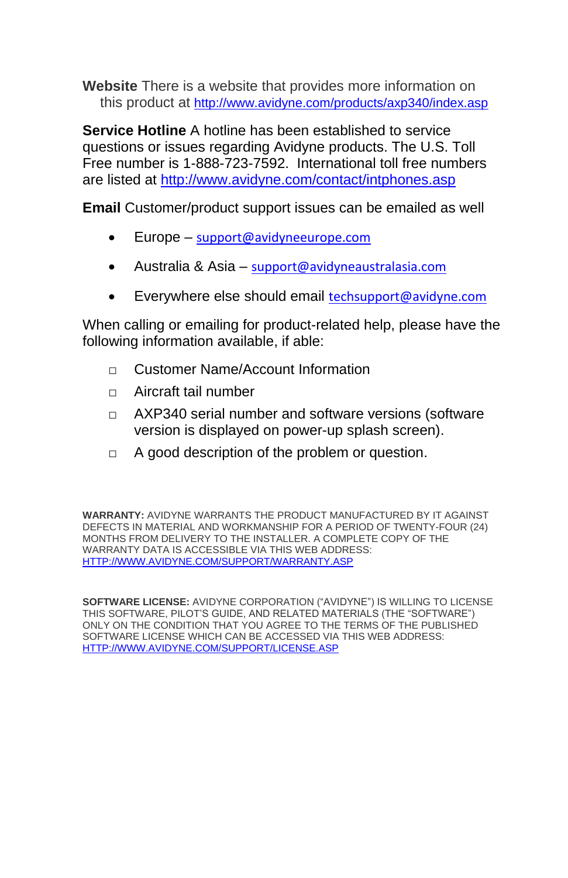**Website** There is a website that provides more information on this product at http://www.avidyne.com/products/axp340/index.asp

**Service Hotline** A hotline has been established to service questions or issues regarding Avidyne products. The U.S. Toll Free number is 1-888-723-7592. International toll free numbers are listed at http://www.avidyne.com/contact/intphones.asp

**Email** Customer/product support issues can be emailed as well

- Europe – support@avidyneeurope.com
- Australia & Asia – support@avidyneaustralasia.com
- Everywhere else should email techsupport@avidyne.com

When calling or emailing for product-related help, please have the following information available, if able:

- ☐ Customer Name/Account Information
- ☐ Aircraft tail number
- ☐ AXP340 serial number and software versions (software version is displayed on power-up splash screen).
- ☐ A good description of the problem or question.

**WARRANTY:** AVIDYNE WARRANTS THE PRODUCT MANUFACTURED BY IT AGAINST DEFECTS IN MATERIAL AND WORKMANSHIP FOR A PERIOD OF TWENTY-FOUR (24) MONTHS FROM DELIVERY TO THE INSTALLER. A COMPLETE COPY OF THE WARRANTY DATA IS ACCESSIBLE VIA THIS WEB ADDRESS: HTTP://WWW.AVIDYNE.COM/SUPPORT/WARRANTY.ASP

**SOFTWARE LICENSE:** AVIDYNE CORPORATION ("AVIDYNE") IS WILLING TO LICENSE THIS SOFTWARE, PILOT'S GUIDE, AND RELATED MATERIALS (THE "SOFTWARE") ONLY ON THE CONDITION THAT YOU AGREE TO THE TERMS OF THE PUBLISHED SOFTWARE LICENSE WHICH CAN BE ACCESSED VIA THIS WEB ADDRESS: HTTP://WWW.AVIDYNE.COM/SUPPORT/LICENSE.ASP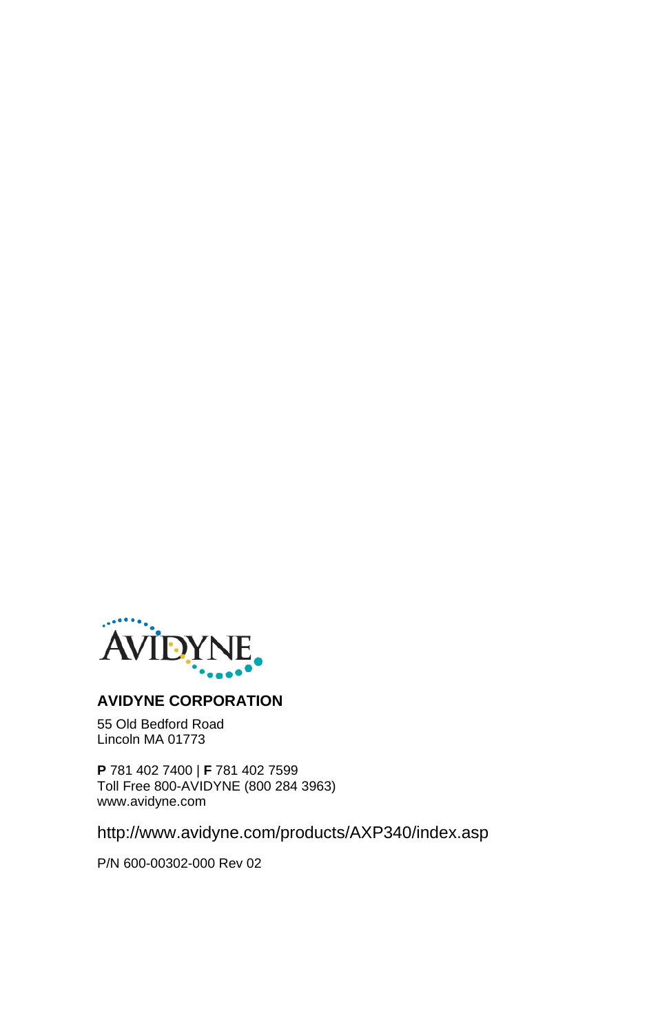**AVIDYNE CORPORATION**

55 Old Bedford Road
Lincoln MA 01773

**P** 781 402 7400 | **F** 781 402 7599
Toll Free 800-AVIDYNE (800 284 3963)
www.avidyne.com

http://www.avidyne.com/products/AXP340/index.asp

P/N 600-00302-000 Rev 02